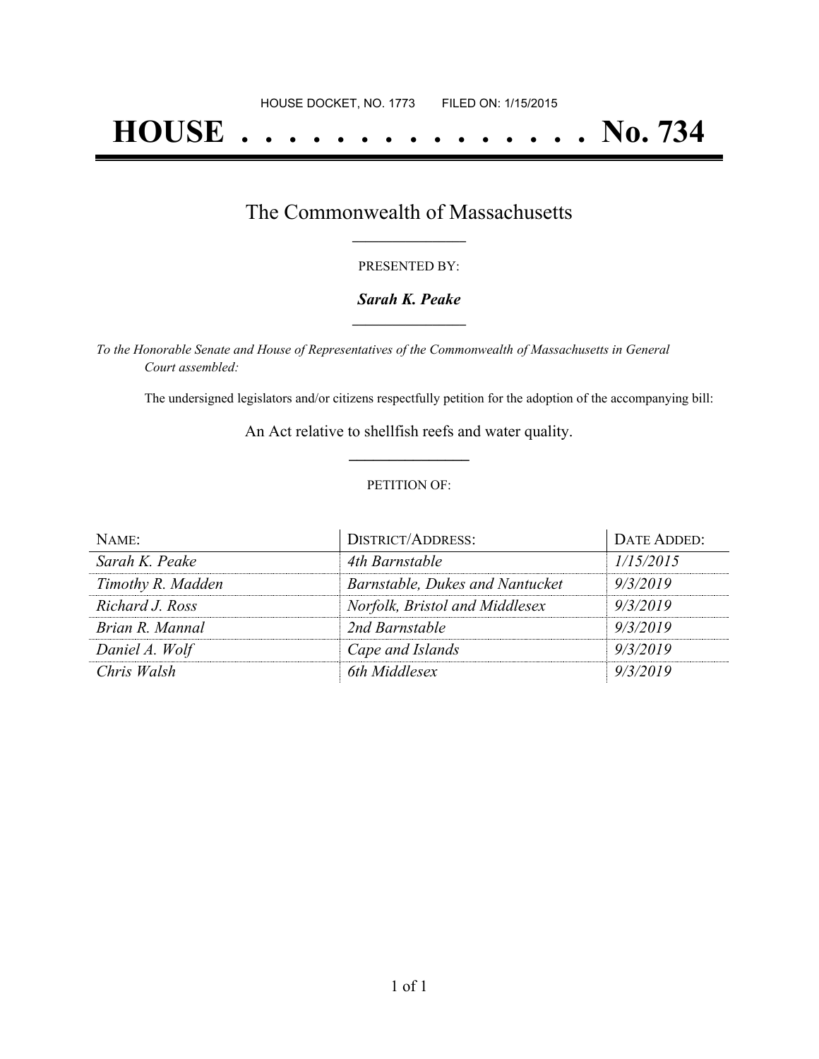HOUSE DOCKET, NO. 1773        FILED ON: 1/15/2015

# HOUSE . . . . . . . . . . . . . . . No. 734

## The Commonwealth of Massachusetts

PRESENTED BY:

***Sarah K. Peake***

*To the Honorable Senate and House of Representatives of the Commonwealth of Massachusetts in General Court assembled:*

The undersigned legislators and/or citizens respectfully petition for the adoption of the accompanying bill:

An Act relative to shellfish reefs and water quality.

PETITION OF:

| NAME: | DISTRICT/ADDRESS: | DATE ADDED: |
|---|---|---|
| *Sarah K. Peake* | *4th Barnstable* | *1/15/2015* |
| *Timothy R. Madden* | *Barnstable, Dukes and Nantucket* | *9/3/2019* |
| *Richard J. Ross* | *Norfolk, Bristol and Middlesex* | *9/3/2019* |
| *Brian R. Mannal* | *2nd Barnstable* | *9/3/2019* |
| *Daniel A. Wolf* | *Cape and Islands* | *9/3/2019* |
| *Chris Walsh* | *6th Middlesex* | *9/3/2019* |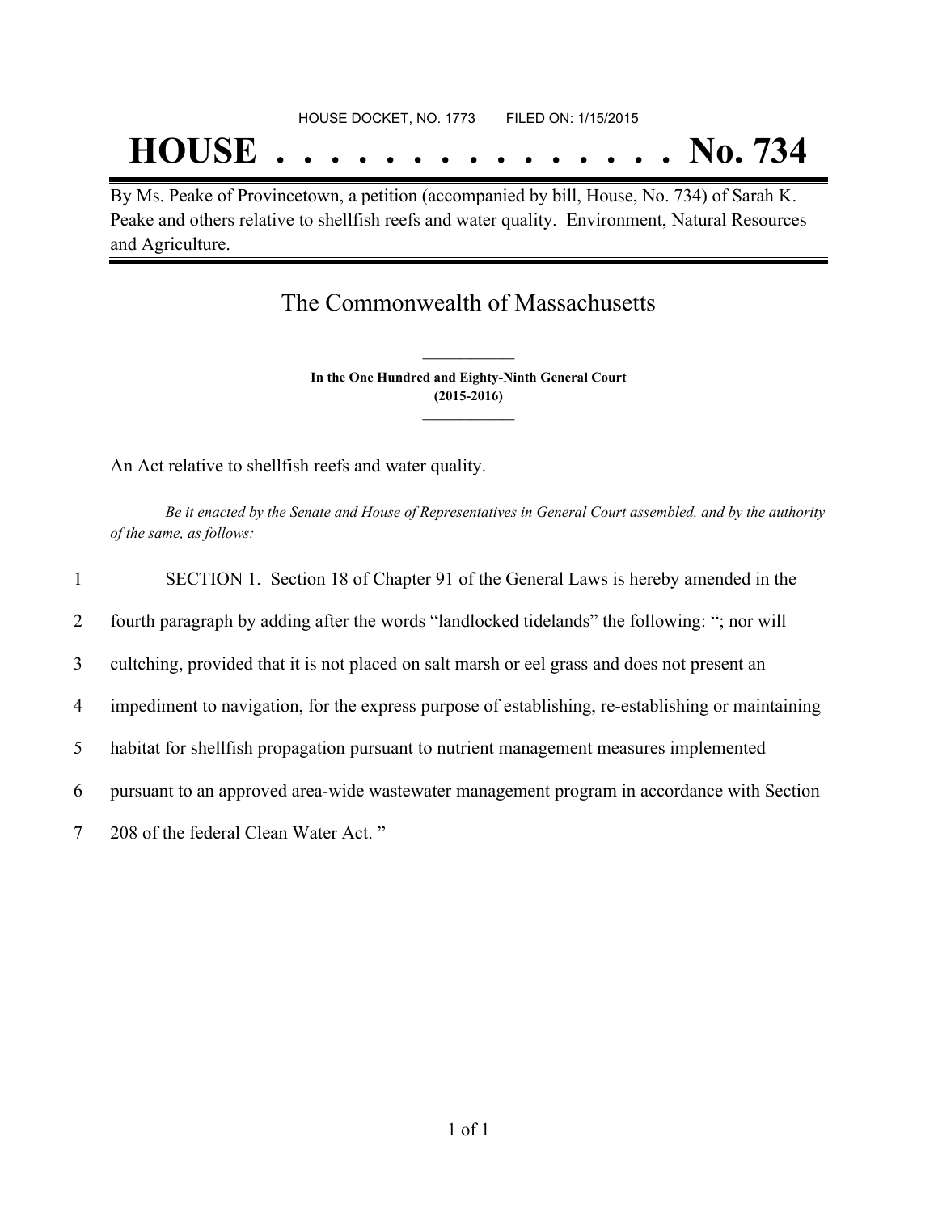HOUSE DOCKET, NO. 1773 FILED ON: 1/15/2015

# HOUSE . . . . . . . . . . . . . . . No. 734

By Ms. Peake of Provincetown, a petition (accompanied by bill, House, No. 734) of Sarah K. Peake and others relative to shellfish reefs and water quality. Environment, Natural Resources and Agriculture.

## The Commonwealth of Massachusetts

**In the One Hundred and Eighty-Ninth General Court**
**(2015-2016)**

An Act relative to shellfish reefs and water quality.

*Be it enacted by the Senate and House of Representatives in General Court assembled, and by the authority of the same, as follows:*

1 SECTION 1. Section 18 of Chapter 91 of the General Laws is hereby amended in the
2 fourth paragraph by adding after the words "landlocked tidelands" the following: "; nor will
3 cultching, provided that it is not placed on salt marsh or eel grass and does not present an
4 impediment to navigation, for the express purpose of establishing, re-establishing or maintaining
5 habitat for shellfish propagation pursuant to nutrient management measures implemented
6 pursuant to an approved area-wide wastewater management program in accordance with Section
7 208 of the federal Clean Water Act. "